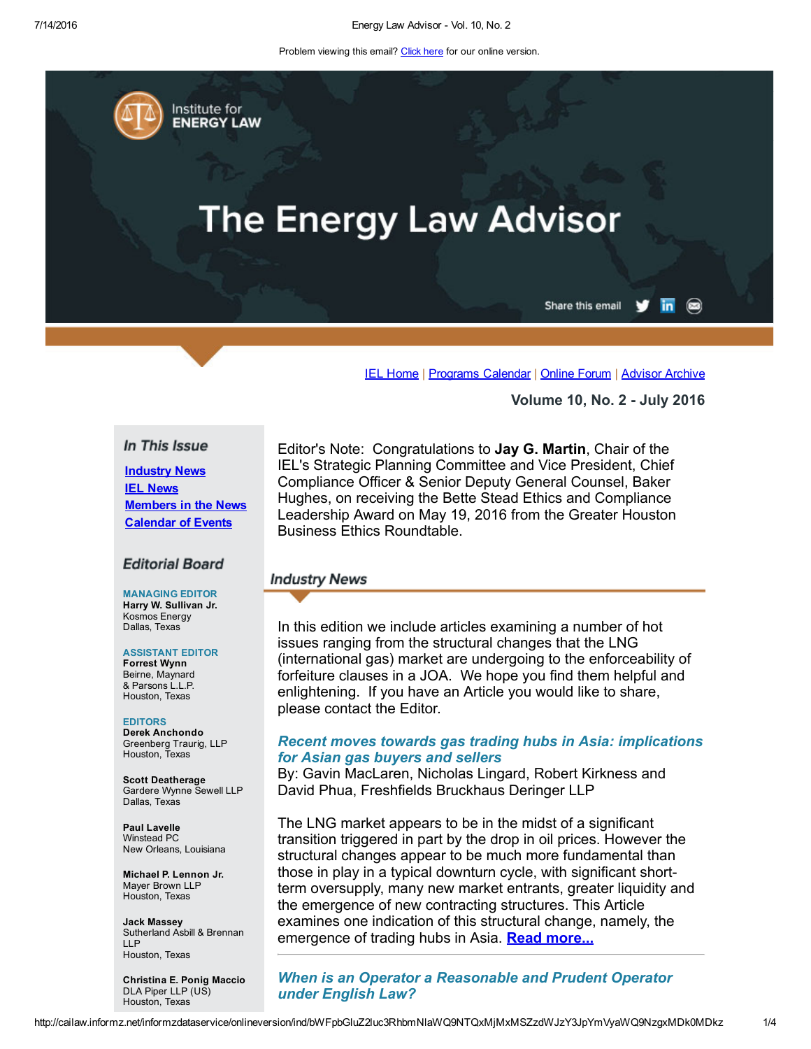Problem viewing this email? Click here for our online version.

Institute for ENERGY LAW

# The Energy Law Advisor

Share this email

IEL Home | Programs Calendar | Online Forum | Advisor Archive

**Volume 10, No. 2 - July 2016**

## In This Issue

- Industry News
- IEL News
- Members in the News
- Calendar of Events

## Editorial Board

**MANAGING EDITOR**
**Harry W. Sullivan Jr.**
Kosmos Energy
Dallas, Texas

**ASSISTANT EDITOR**
**Forrest Wynn**
Beirne, Maynard & Parsons L.L.P.
Houston, Texas

**EDITORS**
**Derek Anchondo**
Greenberg Traurig, LLP
Houston, Texas

**Scott Deatherage**
Gardere Wynne Sewell LLP
Dallas, Texas

**Paul Lavelle**
Winstead PC
New Orleans, Louisiana

**Michael P. Lennon Jr.**
Mayer Brown LLP
Houston, Texas

**Jack Massey**
Sutherland Asbill & Brennan LLP
Houston, Texas

**Christina E. Ponig Maccio**
DLA Piper LLP (US)
Houston, Texas

Editor's Note: Congratulations to **Jay G. Martin**, Chair of the IEL's Strategic Planning Committee and Vice President, Chief Compliance Officer & Senior Deputy General Counsel, Baker Hughes, on receiving the Bette Stead Ethics and Compliance Leadership Award on May 19, 2016 from the Greater Houston Business Ethics Roundtable.

## Industry News

In this edition we include articles examining a number of hot issues ranging from the structural changes that the LNG (international gas) market are undergoing to the enforceability of forfeiture clauses in a JOA. We hope you find them helpful and enlightening. If you have an Article you would like to share, please contact the Editor.

### *Recent moves towards gas trading hubs in Asia: implications for Asian gas buyers and sellers*

By: Gavin MacLaren, Nicholas Lingard, Robert Kirkness and David Phua, Freshfields Bruckhaus Deringer LLP

The LNG market appears to be in the midst of a significant transition triggered in part by the drop in oil prices. However the structural changes appear to be much more fundamental than those in play in a typical downturn cycle, with significant short-term oversupply, many new market entrants, greater liquidity and the emergence of new contracting structures. This Article examines one indication of this structural change, namely, the emergence of trading hubs in Asia. **Read more...**

---

### *When is an Operator a Reasonable and Prudent Operator under English Law?*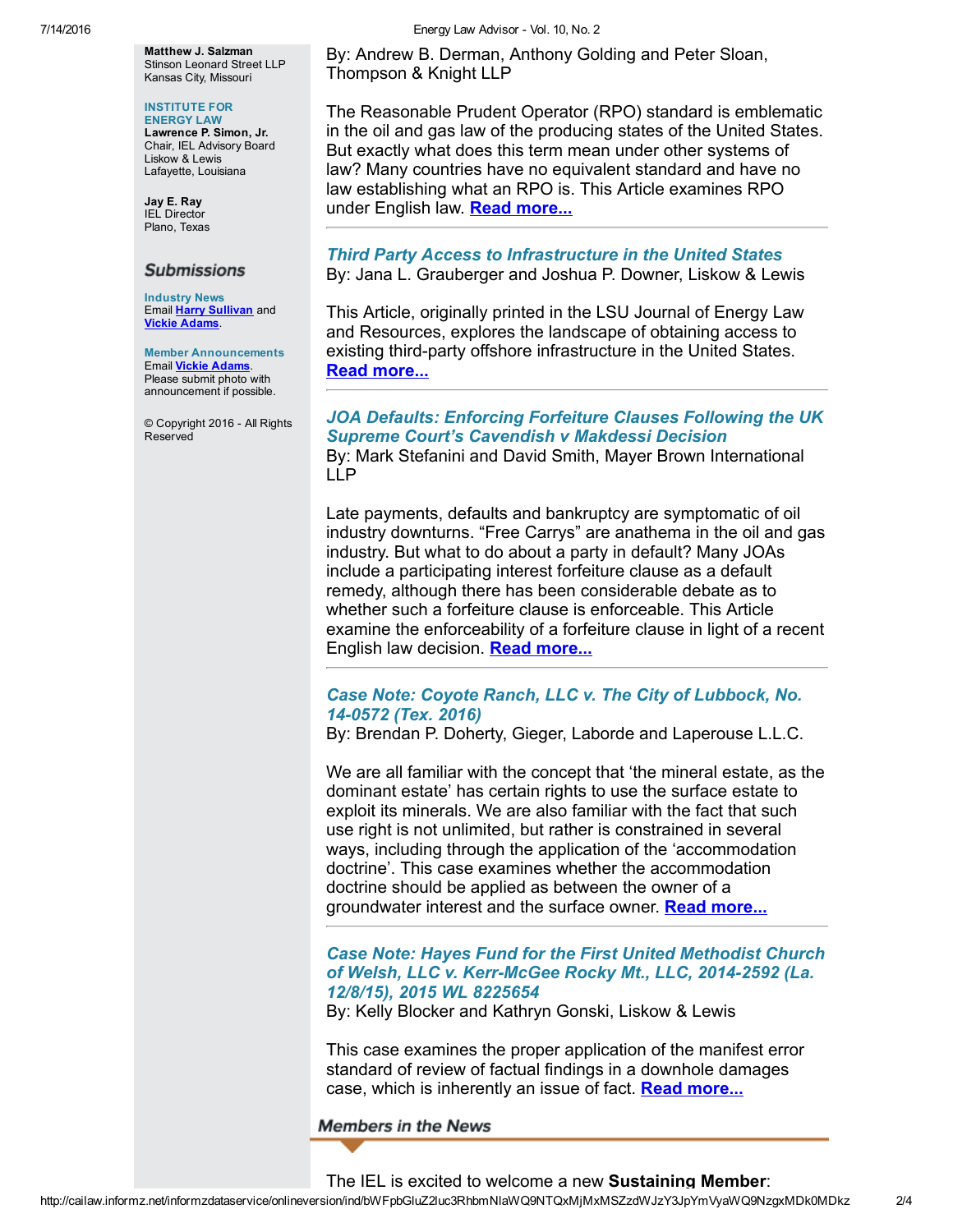**Matthew J. Salzman**
Stinson Leonard Street LLP
Kansas City, Missouri

**INSTITUTE FOR ENERGY LAW**
**Lawrence P. Simon, Jr.**
Chair, IEL Advisory Board
Liskow & Lewis
Lafayette, Louisiana

**Jay E. Ray**
IEL Director
Plano, Texas

## Submissions

**Industry News**
Email Harry Sullivan and Vickie Adams.

**Member Announcements**
Email Vickie Adams.
Please submit photo with announcement if possible.

© Copyright 2016 - All Rights Reserved

By: Andrew B. Derman, Anthony Golding and Peter Sloan, Thompson & Knight LLP

The Reasonable Prudent Operator (RPO) standard is emblematic in the oil and gas law of the producing states of the United States. But exactly what does this term mean under other systems of law? Many countries have no equivalent standard and have no law establishing what an RPO is. This Article examines RPO under English law. **Read more...**

---

### *Third Party Access to Infrastructure in the United States*

By: Jana L. Grauberger and Joshua P. Downer, Liskow & Lewis

This Article, originally printed in the LSU Journal of Energy Law and Resources, explores the landscape of obtaining access to existing third-party offshore infrastructure in the United States. **Read more...**

---

### *JOA Defaults: Enforcing Forfeiture Clauses Following the UK Supreme Court's Cavendish v Makdessi Decision*

By: Mark Stefanini and David Smith, Mayer Brown International LLP

Late payments, defaults and bankruptcy are symptomatic of oil industry downturns. "Free Carrys" are anathema in the oil and gas industry. But what to do about a party in default? Many JOAs include a participating interest forfeiture clause as a default remedy, although there has been considerable debate as to whether such a forfeiture clause is enforceable. This Article examine the enforceability of a forfeiture clause in light of a recent English law decision. **Read more...**

---

### *Case Note: Coyote Ranch, LLC v. The City of Lubbock, No. 14-0572 (Tex. 2016)*

By: Brendan P. Doherty, Gieger, Laborde and Laperouse L.L.C.

We are all familiar with the concept that 'the mineral estate, as the dominant estate' has certain rights to use the surface estate to exploit its minerals. We are also familiar with the fact that such use right is not unlimited, but rather is constrained in several ways, including through the application of the 'accommodation doctrine'. This case examines whether the accommodation doctrine should be applied as between the owner of a groundwater interest and the surface owner. **Read more...**

---

### *Case Note: Hayes Fund for the First United Methodist Church of Welsh, LLC v. Kerr-McGee Rocky Mt., LLC, 2014-2592 (La. 12/8/15), 2015 WL 8225654*

By: Kelly Blocker and Kathryn Gonski, Liskow & Lewis

This case examines the proper application of the manifest error standard of review of factual findings in a downhole damages case, which is inherently an issue of fact. **Read more...**

## Members in the News

The IEL is excited to welcome a new **Sustaining Member**: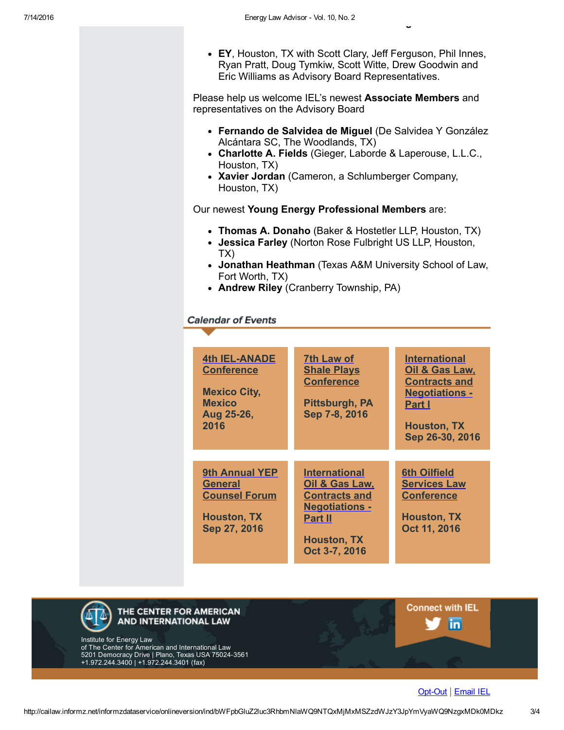- **EY**, Houston, TX with Scott Clary, Jeff Ferguson, Phil Innes, Ryan Pratt, Doug Tymkiw, Scott Witte, Drew Goodwin and Eric Williams as Advisory Board Representatives.

Please help us welcome IEL's newest **Associate Members** and representatives on the Advisory Board

- **Fernando de Salvidea de Miguel** (De Salvidea Y González Alcántara SC, The Woodlands, TX)
- **Charlotte A. Fields** (Gieger, Laborde & Laperouse, L.L.C., Houston, TX)
- **Xavier Jordan** (Cameron, a Schlumberger Company, Houston, TX)

Our newest **Young Energy Professional Members** are:

- **Thomas A. Donaho** (Baker & Hostetler LLP, Houston, TX)
- **Jessica Farley** (Norton Rose Fulbright US LLP, Houston, TX)
- **Jonathan Heathman** (Texas A&M University School of Law, Fort Worth, TX)
- **Andrew Riley** (Cranberry Township, PA)

## *Calendar of Events*

| | | |
|---|---|---|
| **4th IEL-ANADE Conference**<br><br>**Mexico City, Mexico**<br>**Aug 25-26, 2016** | **7th Law of Shale Plays Conference**<br><br>**Pittsburgh, PA**<br>**Sep 7-8, 2016** | **International Oil & Gas Law, Contracts and Negotiations - Part I**<br><br>**Houston, TX**<br>**Sep 26-30, 2016** |
| **9th Annual YEP General Counsel Forum**<br><br>**Houston, TX**<br>**Sep 27, 2016** | **International Oil & Gas Law, Contracts and Negotiations - Part II**<br><br>**Houston, TX**<br>**Oct 3-7, 2016** | **6th Oilfield Services Law Conference**<br><br>**Houston, TX**<br>**Oct 11, 2016** |

**THE CENTER FOR AMERICAN AND INTERNATIONAL LAW**

Institute for Energy Law
of The Center for American and International Law
5201 Democracy Drive | Plano, Texas USA 75024-3561
+1.972.244.3400 | +1.972.244.3401 (fax)

Connect with IEL

Opt-Out | Email IEL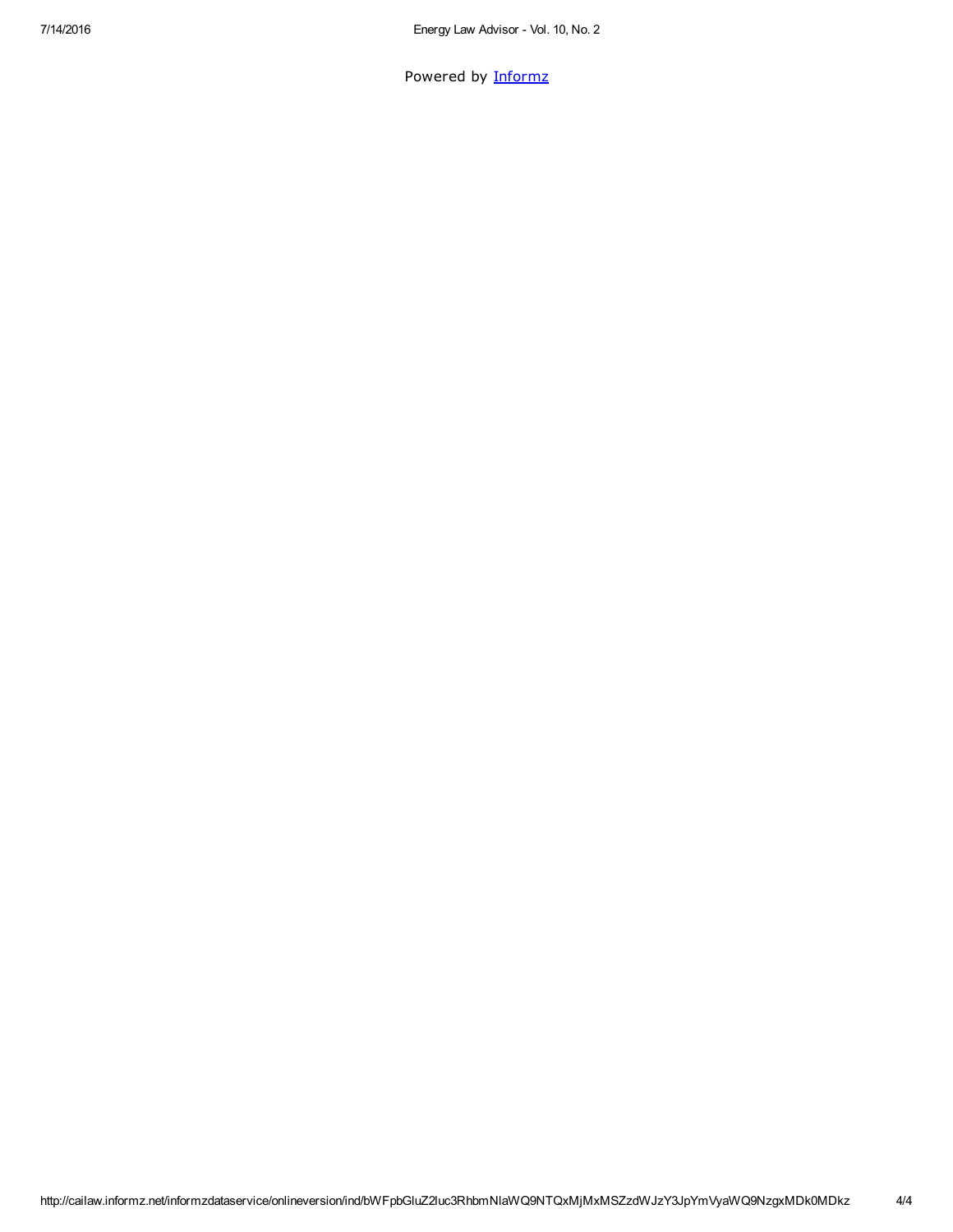Powered by [Informz]